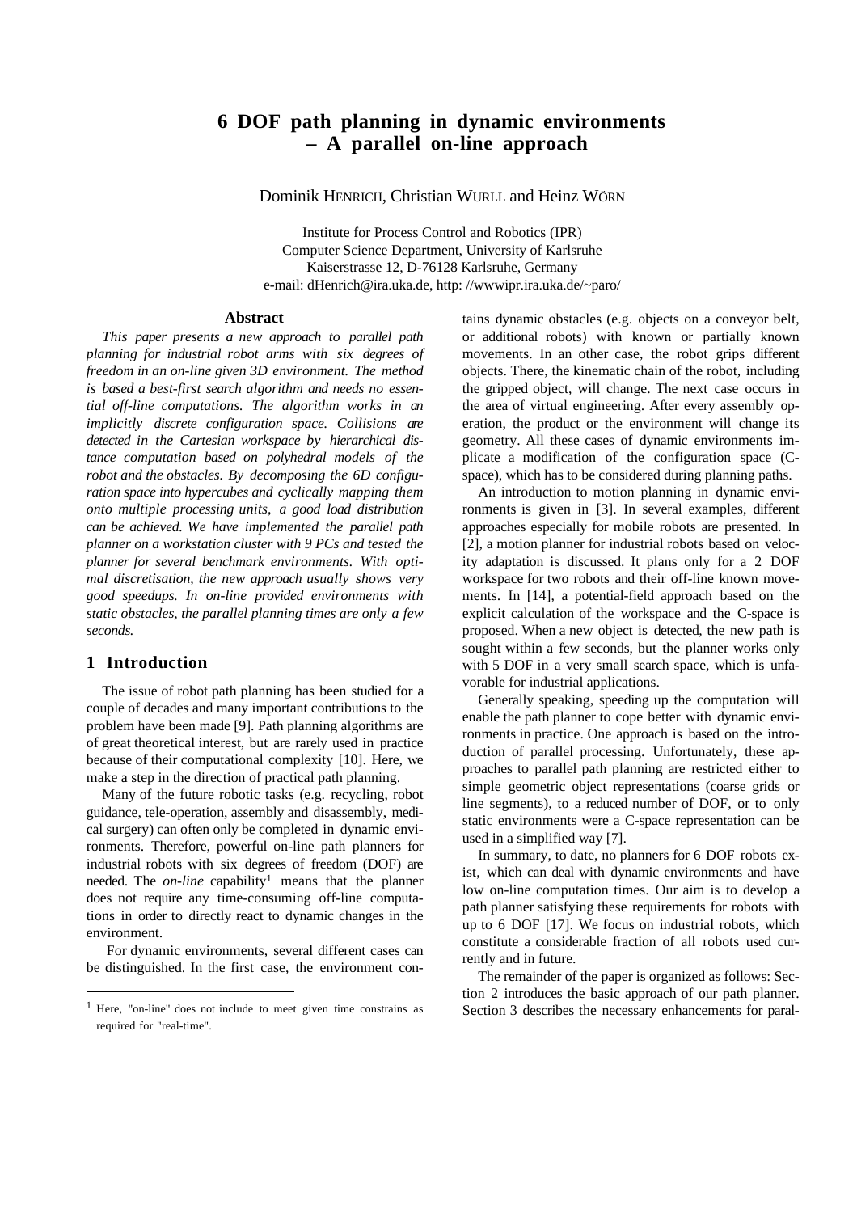# 6 DOF path planning in dynamic environments – A parallel on-line approach

Dominik HENRICH, Christian WURLL and Heinz WÖRN

Institute for Process Control and Robotics (IPR)
Computer Science Department, University of Karlsruhe
Kaiserstrasse 12, D-76128 Karlsruhe, Germany
e-mail: dHenrich@ira.uka.de, http: //wwwipr.ira.uka.de/~paro/

### Abstract

*This paper presents a new approach to parallel path planning for industrial robot arms with six degrees of freedom in an on-line given 3D environment. The method is based a best-first search algorithm and needs no essential off-line computations. The algorithm works in an implicitly discrete configuration space. Collisions are detected in the Cartesian workspace by hierarchical distance computation based on polyhedral models of the robot and the obstacles. By decomposing the 6D configuration space into hypercubes and cyclically mapping them onto multiple processing units, a good load distribution can be achieved. We have implemented the parallel path planner on a workstation cluster with 9 PCs and tested the planner for several benchmark environments. With optimal discretisation, the new approach usually shows very good speedups. In on-line provided environments with static obstacles, the parallel planning times are only a few seconds.*

## 1 Introduction

The issue of robot path planning has been studied for a couple of decades and many important contributions to the problem have been made [9]. Path planning algorithms are of great theoretical interest, but are rarely used in practice because of their computational complexity [10]. Here, we make a step in the direction of practical path planning.

Many of the future robotic tasks (e.g. recycling, robot guidance, tele-operation, assembly and disassembly, medical surgery) can often only be completed in dynamic environments. Therefore, powerful on-line path planners for industrial robots with six degrees of freedom (DOF) are needed. The *on-line* capability[1] means that the planner does not require any time-consuming off-line computations in order to directly react to dynamic changes in the environment.

For dynamic environments, several different cases can be distinguished. In the first case, the environment contains dynamic obstacles (e.g. objects on a conveyor belt, or additional robots) with known or partially known movements. In an other case, the robot grips different objects. There, the kinematic chain of the robot, including the gripped object, will change. The next case occurs in the area of virtual engineering. After every assembly operation, the product or the environment will change its geometry. All these cases of dynamic environments implicate a modification of the configuration space (C-space), which has to be considered during planning paths.

An introduction to motion planning in dynamic environments is given in [3]. In several examples, different approaches especially for mobile robots are presented. In [2], a motion planner for industrial robots based on velocity adaptation is discussed. It plans only for a 2 DOF workspace for two robots and their off-line known movements. In [14], a potential-field approach based on the explicit calculation of the workspace and the C-space is proposed. When a new object is detected, the new path is sought within a few seconds, but the planner works only with 5 DOF in a very small search space, which is unfavorable for industrial applications.

Generally speaking, speeding up the computation will enable the path planner to cope better with dynamic environments in practice. One approach is based on the introduction of parallel processing. Unfortunately, these approaches to parallel path planning are restricted either to simple geometric object representations (coarse grids or line segments), to a reduced number of DOF, or to only static environments were a C-space representation can be used in a simplified way [7].

In summary, to date, no planners for 6 DOF robots exist, which can deal with dynamic environments and have low on-line computation times. Our aim is to develop a path planner satisfying these requirements for robots with up to 6 DOF [17]. We focus on industrial robots, which constitute a considerable fraction of all robots used currently and in future.

The remainder of the paper is organized as follows: Section 2 introduces the basic approach of our path planner. Section 3 describes the necessary enhancements for paral-

[1] Here, "on-line" does not include to meet given time constrains as required for "real-time".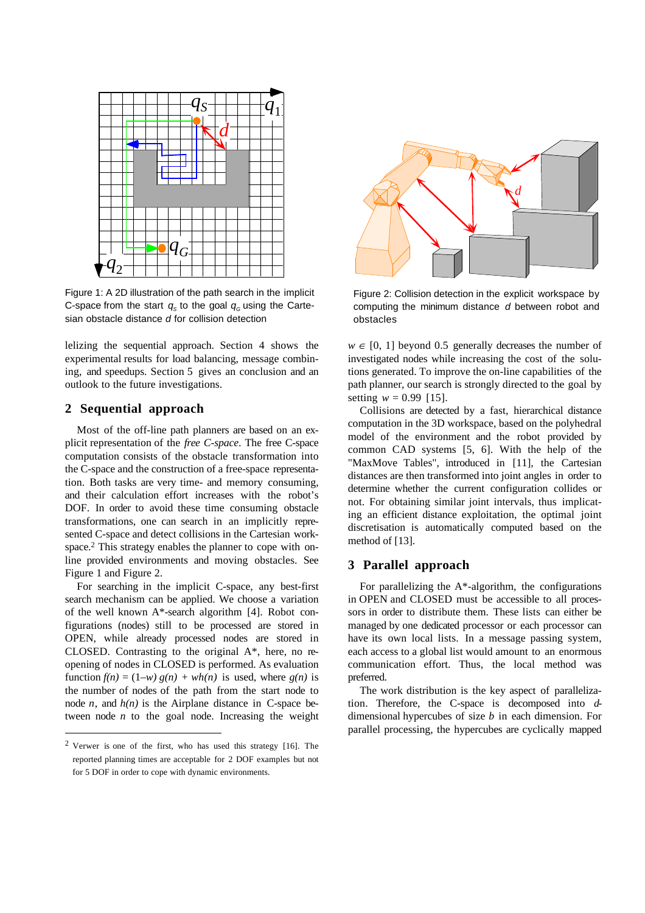Figure 1: A 2D illustration of the path search in the implicit C-space from the start $q_s$ to the goal $q_G$ using the Cartesian obstacle distance $d$ for collision detection

Figure 2: Collision detection in the explicit workspace by computing the minimum distance $d$ between robot and obstacles

lelizing the sequential approach. Section 4 shows the experimental results for load balancing, message combining, and speedups. Section 5 gives an conclusion and an outlook to the future investigations.

## 2 Sequential approach

Most of the off-line path planners are based on an explicit representation of the *free C-space*. The free C-space computation consists of the obstacle transformation into the C-space and the construction of a free-space representation. Both tasks are very time- and memory consuming, and their calculation effort increases with the robot's DOF. In order to avoid these time consuming obstacle transformations, one can search in an implicitly represented C-space and detect collisions in the Cartesian workspace.[2] This strategy enables the planner to cope with online provided environments and moving obstacles. See Figure 1 and Figure 2.

For searching in the implicit C-space, any best-first search mechanism can be applied. We choose a variation of the well known A*-search algorithm [4]. Robot configurations (nodes) still to be processed are stored in OPEN, while already processed nodes are stored in CLOSED. Contrasting to the original A*, here, no reopening of nodes in CLOSED is performed. As evaluation function $f(n) = (1-w)\,g(n) + wh(n)$ is used, where $g(n)$ is the number of nodes of the path from the start node to node $n$, and $h(n)$ is the Airplane distance in C-space between node $n$ to the goal node. Increasing the weight $w \in [0, 1]$ beyond 0.5 generally decreases the number of investigated nodes while increasing the cost of the solutions generated. To improve the on-line capabilities of the path planner, our search is strongly directed to the goal by setting $w = 0.99$ [15].

Collisions are detected by a fast, hierarchical distance computation in the 3D workspace, based on the polyhedral model of the environment and the robot provided by common CAD systems [5, 6]. With the help of the "MaxMove Tables", introduced in [11], the Cartesian distances are then transformed into joint angles in order to determine whether the current configuration collides or not. For obtaining similar joint intervals, thus implicating an efficient distance exploitation, the optimal joint discretisation is automatically computed based on the method of [13].

[2] Verwer is one of the first, who has used this strategy [16]. The reported planning times are acceptable for 2 DOF examples but not for 5 DOF in order to cope with dynamic environments.

## 3 Parallel approach

For parallelizing the A*-algorithm, the configurations in OPEN and CLOSED must be accessible to all processors in order to distribute them. These lists can either be managed by one dedicated processor or each processor can have its own local lists. In a message passing system, each access to a global list would amount to an enormous communication effort. Thus, the local method was preferred.

The work distribution is the key aspect of parallelization. Therefore, the C-space is decomposed into $d$-dimensional hypercubes of size $b$ in each dimension. For parallel processing, the hypercubes are cyclically mapped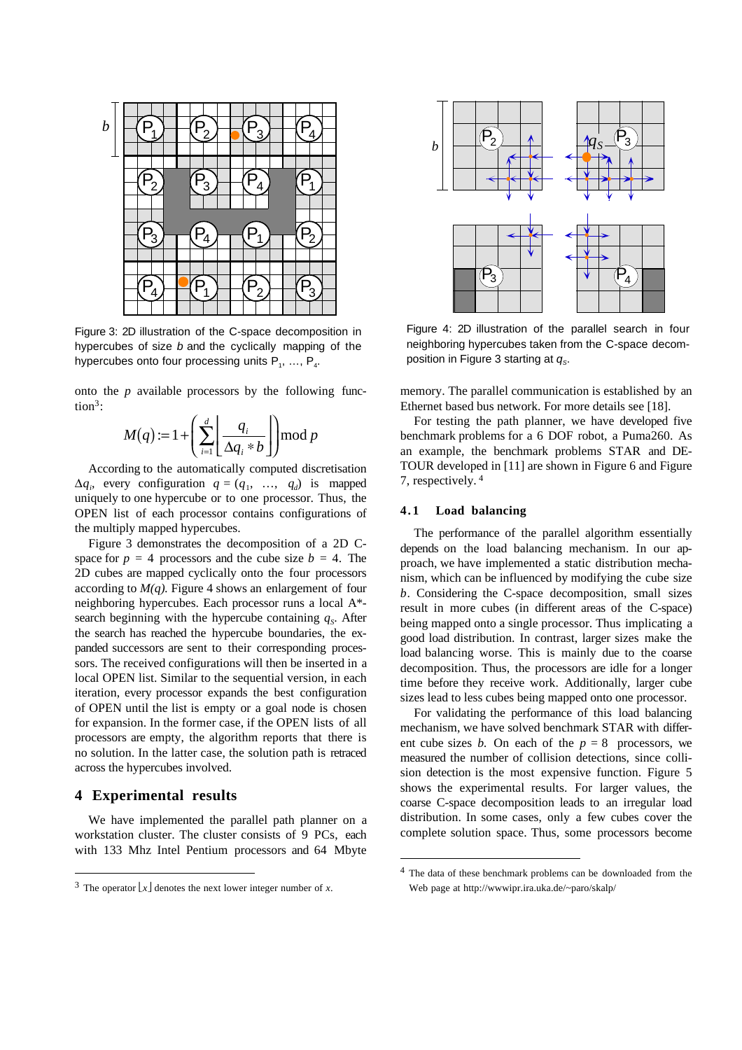Figure 3: 2D illustration of the C-space decomposition in hypercubes of size $b$ and the cyclically mapping of the hypercubes onto four processing units $P_1$, ..., $P_4$.

onto the $p$ available processors by the following function[3]:

$$M(q) := 1 + \left( \sum_{i=1}^{d} \left\lfloor \frac{q_i}{\Delta q_i * b} \right\rfloor \right) \bmod p$$

According to the automatically computed discretisation $\Delta q_i$, every configuration $q = (q_1, \ldots, q_d)$ is mapped uniquely to one hypercube or to one processor. Thus, the OPEN list of each processor contains configurations of the multiply mapped hypercubes.

Figure 3 demonstrates the decomposition of a 2D C-space for $p = 4$ processors and the cube size $b = 4$. The 2D cubes are mapped cyclically onto the four processors according to $M(q)$. Figure 4 shows an enlargement of four neighboring hypercubes. Each processor runs a local A*-search beginning with the hypercube containing $q_S$. After the search has reached the hypercube boundaries, the expanded successors are sent to their corresponding processors. The received configurations will then be inserted in a local OPEN list. Similar to the sequential version, in each iteration, every processor expands the best configuration of OPEN until the list is empty or a goal node is chosen for expansion. In the former case, if the OPEN lists of all processors are empty, the algorithm reports that there is no solution. In the latter case, the solution path is retraced across the hypercubes involved.

## 4 Experimental results

We have implemented the parallel path planner on a workstation cluster. The cluster consists of 9 PCs, each with 133 Mhz Intel Pentium processors and 64 Mbyte

Figure 4: 2D illustration of the parallel search in four neighboring hypercubes taken from the C-space decomposition in Figure 3 starting at $q_S$.

memory. The parallel communication is established by an Ethernet based bus network. For more details see [18].

For testing the path planner, we have developed five benchmark problems for a 6 DOF robot, a Puma260. As an example, the benchmark problems STAR and DETOUR developed in [11] are shown in Figure 6 and Figure 7, respectively.[4]

### 4.1 Load balancing

The performance of the parallel algorithm essentially depends on the load balancing mechanism. In our approach, we have implemented a static distribution mechanism, which can be influenced by modifying the cube size $b$. Considering the C-space decomposition, small sizes result in more cubes (in different areas of the C-space) being mapped onto a single processor. Thus implicating a good load distribution. In contrast, larger sizes make the load balancing worse. This is mainly due to the coarse decomposition. Thus, the processors are idle for a longer time before they receive work. Additionally, larger cube sizes lead to less cubes being mapped onto one processor.

For validating the performance of this load balancing mechanism, we have solved benchmark STAR with different cube sizes $b$. On each of the $p = 8$ processors, we measured the number of collision detections, since collision detection is the most expensive function. Figure 5 shows the experimental results. For larger values, the coarse C-space decomposition leads to an irregular load distribution. In some cases, only a few cubes cover the complete solution space. Thus, some processors become

[3] The operator $\lfloor x \rfloor$ denotes the next lower integer number of $x$.

[4] The data of these benchmark problems can be downloaded from the Web page at http://wwwipr.ira.uka.de/~paro/skalp/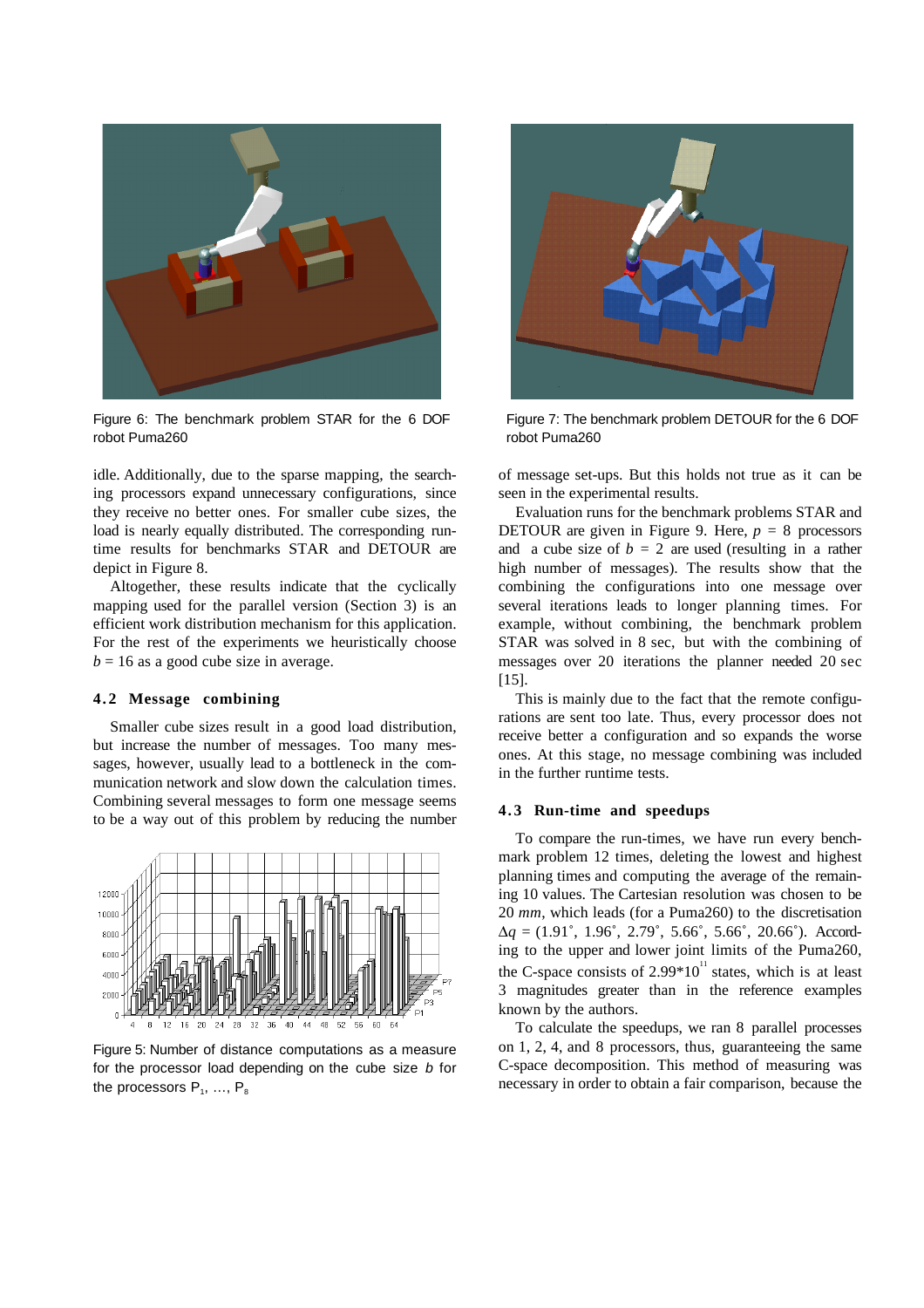Figure 6: The benchmark problem STAR for the 6 DOF robot Puma260

Figure 7: The benchmark problem DETOUR for the 6 DOF robot Puma260

idle. Additionally, due to the sparse mapping, the searching processors expand unnecessary configurations, since they receive no better ones. For smaller cube sizes, the load is nearly equally distributed. The corresponding runtime results for benchmarks STAR and DETOUR are depict in Figure 8.

Altogether, these results indicate that the cyclically mapping used for the parallel version (Section 3) is an efficient work distribution mechanism for this application. For the rest of the experiments we heuristically choose $b = 16$ as a good cube size in average.

### 4.2 Message combining

Smaller cube sizes result in a good load distribution, but increase the number of messages. Too many messages, however, usually lead to a bottleneck in the communication network and slow down the calculation times. Combining several messages to form one message seems to be a way out of this problem by reducing the number of message set-ups. But this holds not true as it can be seen in the experimental results.

Figure 5: Number of distance computations as a measure for the processor load depending on the cube size $b$ for the processors $P_1$, ..., $P_8$

Evaluation runs for the benchmark problems STAR and DETOUR are given in Figure 9. Here, $p = 8$ processors and a cube size of $b = 2$ are used (resulting in a rather high number of messages). The results show that the combining the configurations into one message over several iterations leads to longer planning times. For example, without combining, the benchmark problem STAR was solved in 8 sec, but with the combining of messages over 20 iterations the planner needed 20 sec [15].

This is mainly due to the fact that the remote configurations are sent too late. Thus, every processor does not receive better a configuration and so expands the worse ones. At this stage, no message combining was included in the further runtime tests.

### 4.3 Run-time and speedups

To compare the run-times, we have run every benchmark problem 12 times, deleting the lowest and highest planning times and computing the average of the remaining 10 values. The Cartesian resolution was chosen to be 20 *mm*, which leads (for a Puma260) to the discretisation $\Delta q = (1.91^\circ, 1.96^\circ, 2.79^\circ, 5.66^\circ, 5.66^\circ, 20.66^\circ)$. According to the upper and lower joint limits of the Puma260, the C-space consists of $2.99 \cdot 10^{11}$ states, which is at least 3 magnitudes greater than in the reference examples known by the authors.

To calculate the speedups, we ran 8 parallel processes on 1, 2, 4, and 8 processors, thus, guaranteeing the same C-space decomposition. This method of measuring was necessary in order to obtain a fair comparison, because the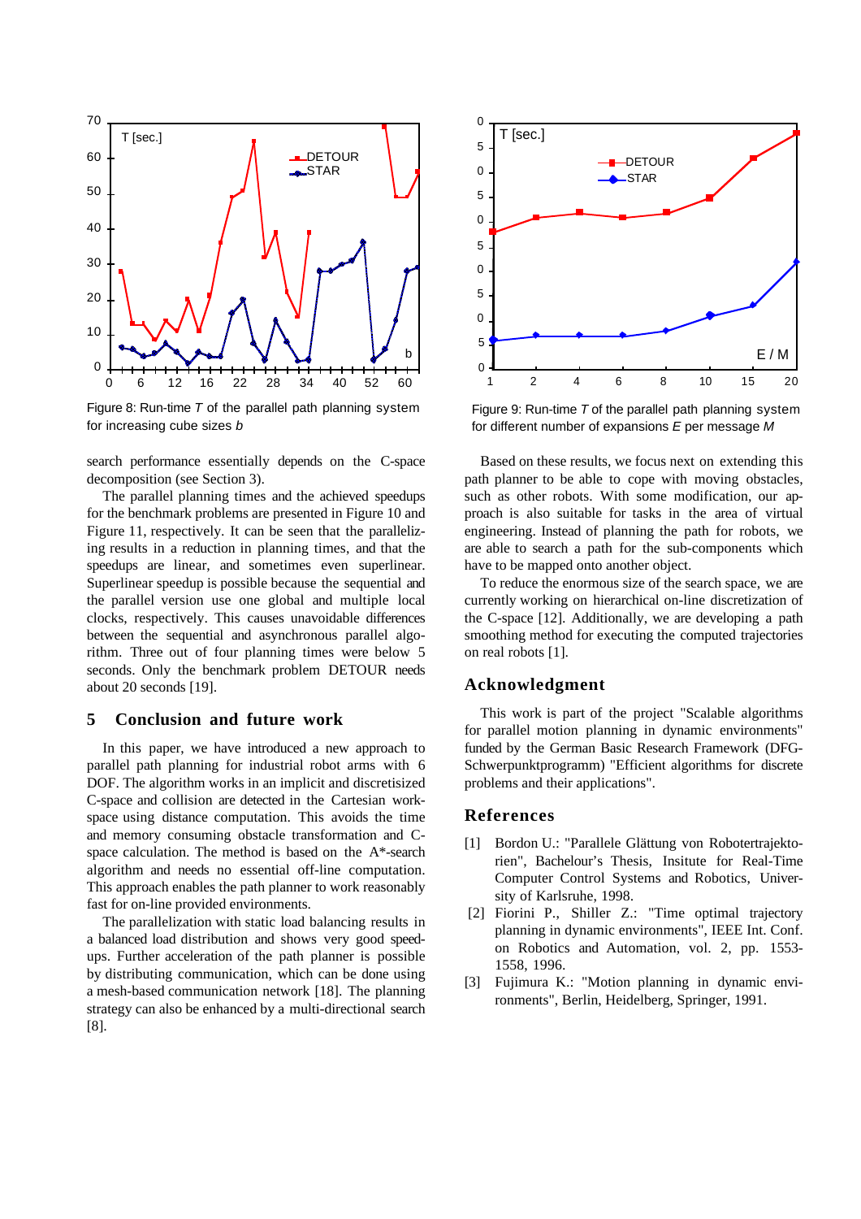Figure 8: Run-time *T* of the parallel path planning system for increasing cube sizes *b*

Figure 9: Run-time *T* of the parallel path planning system for different number of expansions *E* per message *M*

search performance essentially depends on the C-space decomposition (see Section 3).

The parallel planning times and the achieved speedups for the benchmark problems are presented in Figure 10 and Figure 11, respectively. It can be seen that the parallelizing results in a reduction in planning times, and that the speedups are linear, and sometimes even superlinear. Superlinear speedup is possible because the sequential and the parallel version use one global and multiple local clocks, respectively. This causes unavoidable differences between the sequential and asynchronous parallel algorithm. Three out of four planning times were below 5 seconds. Only the benchmark problem DETOUR needs about 20 seconds [19].

## 5 Conclusion and future work

In this paper, we have introduced a new approach to parallel path planning for industrial robot arms with 6 DOF. The algorithm works in an implicit and discretisized C-space and collision are detected in the Cartesian workspace using distance computation. This avoids the time and memory consuming obstacle transformation and C-space calculation. The method is based on the A*-search algorithm and needs no essential off-line computation. This approach enables the path planner to work reasonably fast for on-line provided environments.

The parallelization with static load balancing results in a balanced load distribution and shows very good speedups. Further acceleration of the path planner is possible by distributing communication, which can be done using a mesh-based communication network [18]. The planning strategy can also be enhanced by a multi-directional search [8].

Based on these results, we focus next on extending this path planner to be able to cope with moving obstacles, such as other robots. With some modification, our approach is also suitable for tasks in the area of virtual engineering. Instead of planning the path for robots, we are able to search a path for the sub-components which have to be mapped onto another object.

To reduce the enormous size of the search space, we are currently working on hierarchical on-line discretization of the C-space [12]. Additionally, we are developing a path smoothing method for executing the computed trajectories on real robots [1].

## Acknowledgment

This work is part of the project "Scalable algorithms for parallel motion planning in dynamic environments" funded by the German Basic Research Framework (DFG-Schwerpunktprogramm) "Efficient algorithms for discrete problems and their applications".

## References

[1] Bordon U.: "Parallele Glättung von Robotertrajektorien", Bachelour's Thesis, Insitute for Real-Time Computer Control Systems and Robotics, University of Karlsruhe, 1998.

[2] Fiorini P., Shiller Z.: "Time optimal trajectory planning in dynamic environments", IEEE Int. Conf. on Robotics and Automation, vol. 2, pp. 1553-1558, 1996.

[3] Fujimura K.: "Motion planning in dynamic environments", Berlin, Heidelberg, Springer, 1991.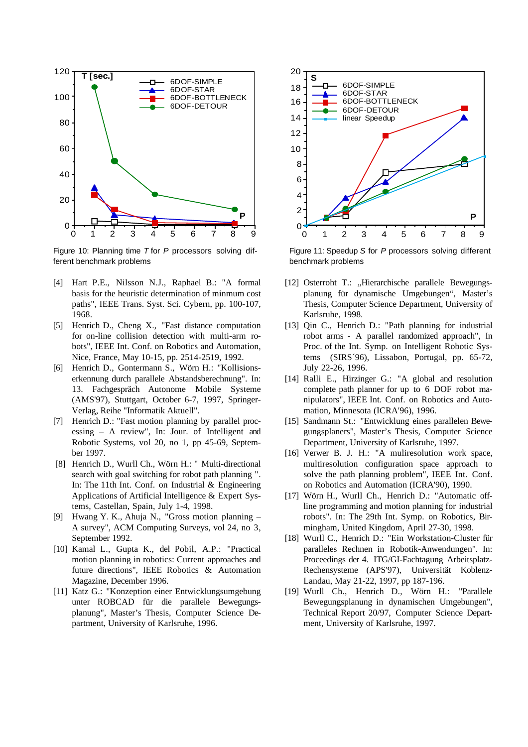T [sec.]

120
100
80
60
40
20
0

0 1 2 3 4 5 6 7 8 9

P

6DOF-SIMPLE
6DOF-STAR
6DOF-BOTTLENECK
6DOF-DETOUR

Figure 10: Planning time *T* for *P* processors solving different benchmark problems

S

20
18
16
14
12
10
8
6
4
2
0

0 1 2 3 4 5 6 7 8 9

P

6DOF-SIMPLE
6DOF-STAR
6DOF-BOTTLENECK
6DOF-DETOUR
linear Speedup

Figure 11: Speedup *S* for *P* processors solving different benchmark problems

[4] Hart P.E., Nilsson N.J., Raphael B.: "A formal basis for the heuristic determination of minmum cost paths", IEEE Trans. Syst. Sci. Cybern, pp. 100-107, 1968.

[5] Henrich D., Cheng X., "Fast distance computation for on-line collision detection with multi-arm robots", IEEE Int. Conf. on Robotics and Automation, Nice, France, May 10-15, pp. 2514-2519, 1992.

[6] Henrich D., Gontermann S., Wörn H.: "Kollisionserkennung durch parallele Abstandsberechnung". In: 13. Fachgespräch Autonome Mobile Systeme (AMS'97), Stuttgart, October 6-7, 1997, Springer-Verlag, Reihe "Informatik Aktuell".

[7] Henrich D.: "Fast motion planning by parallel processing – A review", In: Jour. of Intelligent and Robotic Systems, vol 20, no 1, pp 45-69, September 1997.

[8] Henrich D., Wurll Ch., Wörn H.: " Multi-directional search with goal switching for robot path planning ". In: The 11th Int. Conf. on Industrial & Engineering Applications of Artificial Intelligence & Expert Systems, Castellan, Spain, July 1-4, 1998.

[9] Hwang Y. K., Ahuja N., "Gross motion planning – A survey", ACM Computing Surveys, vol 24, no 3, September 1992.

[10] Kamal L., Gupta K., del Pobil, A.P.: "Practical motion planning in robotics: Current approaches and future directions", IEEE Robotics & Automation Magazine, December 1996.

[11] Katz G.: "Konzeption einer Entwicklungsumgebung unter ROBCAD für die parallele Bewegungsplanung", Master's Thesis, Computer Science Department, University of Karlsruhe, 1996.

[12] Osterroht T.: „Hierarchische parallele Bewegungsplanung für dynamische Umgebungen", Master's Thesis, Computer Science Department, University of Karlsruhe, 1998.

[13] Qin C., Henrich D.: "Path planning for industrial robot arms - A parallel randomized approach", In Proc. of the Int. Symp. on Intelligent Robotic Systems (SIRS´96), Lissabon, Portugal, pp. 65-72, July 22-26, 1996.

[14] Ralli E., Hirzinger G.: "A global and resolution complete path planner for up to 6 DOF robot manipulators", IEEE Int. Conf. on Robotics and Automation, Minnesota (ICRA'96), 1996.

[15] Sandmann St.: "Entwicklung eines parallelen Bewegungsplaners", Master's Thesis, Computer Science Department, University of Karlsruhe, 1997.

[16] Verwer B. J. H.: "A muliresolution work space, multiresolution configuration space approach to solve the path planning problem", IEEE Int. Conf. on Robotics and Automation (ICRA'90), 1990.

[17] Wörn H., Wurll Ch., Henrich D.: "Automatic off-line programming and motion planning for industrial robots". In: The 29th Int. Symp. on Robotics, Birmingham, United Kingdom, April 27-30, 1998.

[18] Wurll C., Henrich D.: "Ein Workstation-Cluster für paralleles Rechnen in Robotik-Anwendungen". In: Proceedings der 4. ITG/GI-Fachtagung Arbeitsplatz-Rechensysteme (APS'97), Universität Koblenz-Landau, May 21-22, 1997, pp 187-196.

[19] Wurll Ch., Henrich D., Wörn H.: "Parallele Bewegungsplanung in dynamischen Umgebungen", Technical Report 20/97, Computer Science Department, University of Karlsruhe, 1997.